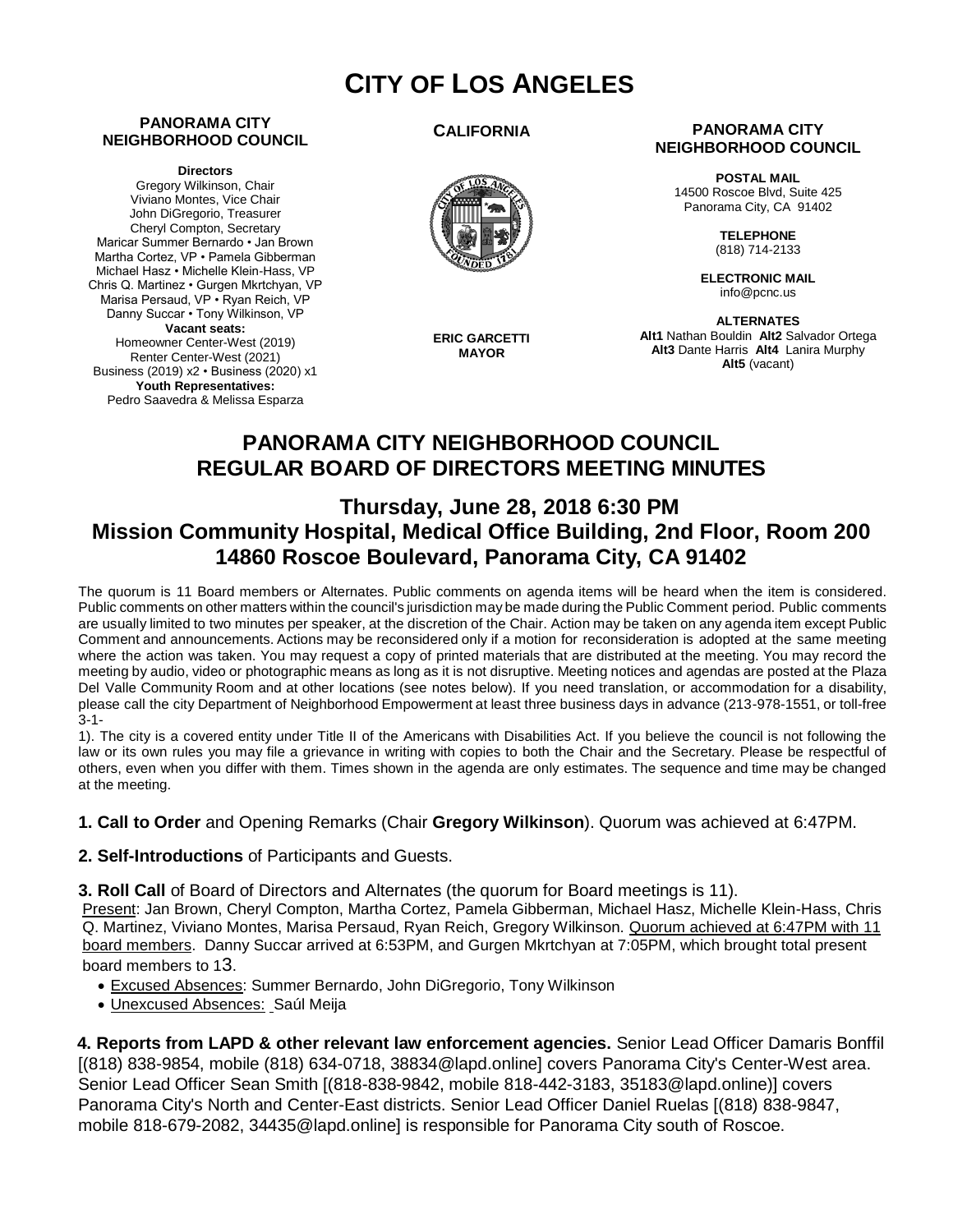# CITY OF LOS ANGELES

**PANORAMA CITY NEIGHBORHOOD COUNCIL**

**Directors**
Gregory Wilkinson, Chair
Viviano Montes, Vice Chair
John DiGregorio, Treasurer
Cheryl Compton, Secretary
Maricar Summer Bernardo • Jan Brown
Martha Cortez, VP • Pamela Gibberman
Michael Hasz • Michelle Klein-Hass, VP
Chris Q. Martinez • Gurgen Mkrtchyan, VP
Marisa Persaud, VP • Ryan Reich, VP
Danny Succar • Tony Wilkinson, VP
**Vacant seats:**
Homeowner Center-West (2019)
Renter Center-West (2021)
Business (2019) x2 • Business (2020) x1
**Youth Representatives:**
Pedro Saavedra & Melissa Esparza

**CALIFORNIA**

**ERIC GARCETTI**
**MAYOR**

**PANORAMA CITY NEIGHBORHOOD COUNCIL**

**POSTAL MAIL**
14500 Roscoe Blvd, Suite 425
Panorama City, CA 91402

**TELEPHONE**
(818) 714-2133

**ELECTRONIC MAIL**
info@pcnc.us

**ALTERNATES**
**Alt1** Nathan Bouldin **Alt2** Salvador Ortega
**Alt3** Dante Harris **Alt4** Lanira Murphy
**Alt5** (vacant)

## PANORAMA CITY NEIGHBORHOOD COUNCIL
## REGULAR BOARD OF DIRECTORS MEETING MINUTES

### Thursday, June 28, 2018 6:30 PM
### Mission Community Hospital, Medical Office Building, 2nd Floor, Room 200
### 14860 Roscoe Boulevard, Panorama City, CA 91402

The quorum is 11 Board members or Alternates. Public comments on agenda items will be heard when the item is considered. Public comments on other matters within the council's jurisdiction may be made during the Public Comment period. Public comments are usually limited to two minutes per speaker, at the discretion of the Chair. Action may be taken on any agenda item except Public Comment and announcements. Actions may be reconsidered only if a motion for reconsideration is adopted at the same meeting where the action was taken. You may request a copy of printed materials that are distributed at the meeting. You may record the meeting by audio, video or photographic means as long as it is not disruptive. Meeting notices and agendas are posted at the Plaza Del Valle Community Room and at other locations (see notes below). If you need translation, or accommodation for a disability, please call the city Department of Neighborhood Empowerment at least three business days in advance (213-978-1551, or toll-free 3-1-
1). The city is a covered entity under Title II of the Americans with Disabilities Act. If you believe the council is not following the law or its own rules you may file a grievance in writing with copies to both the Chair and the Secretary. Please be respectful of others, even when you differ with them. Times shown in the agenda are only estimates. The sequence and time may be changed at the meeting.

**1. Call to Order** and Opening Remarks (Chair **Gregory Wilkinson**). Quorum was achieved at 6:47PM.

**2. Self-Introductions** of Participants and Guests.

**3. Roll Call** of Board of Directors and Alternates (the quorum for Board meetings is 11).
Present: Jan Brown, Cheryl Compton, Martha Cortez, Pamela Gibberman, Michael Hasz, Michelle Klein-Hass, Chris Q. Martinez, Viviano Montes, Marisa Persaud, Ryan Reich, Gregory Wilkinson. Quorum achieved at 6:47PM with 11 board members. Danny Succar arrived at 6:53PM, and Gurgen Mkrtchyan at 7:05PM, which brought total present board members to 13.

- Excused Absences: Summer Bernardo, John DiGregorio, Tony Wilkinson
- Unexcused Absences: Saúl Meija

**4. Reports from LAPD & other relevant law enforcement agencies.** Senior Lead Officer Damaris Bonffil [(818) 838-9854, mobile (818) 634-0718, 38834@lapd.online] covers Panorama City's Center-West area. Senior Lead Officer Sean Smith [(818-838-9842, mobile 818-442-3183, 35183@lapd.online)] covers Panorama City's North and Center-East districts. Senior Lead Officer Daniel Ruelas [(818) 838-9847, mobile 818-679-2082, 34435@lapd.online] is responsible for Panorama City south of Roscoe.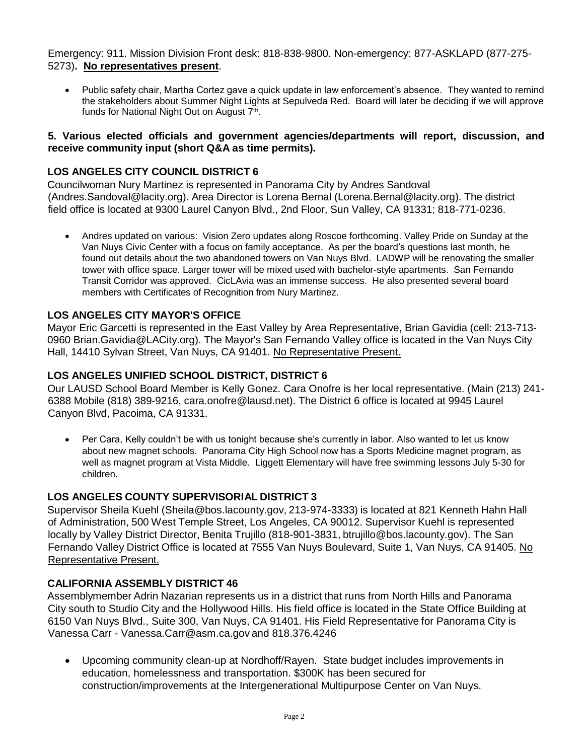Emergency: 911. Mission Division Front desk: 818-838-9800. Non-emergency: 877-ASKLAPD (877-275-5273)**. No representatives present**.

- Public safety chair, Martha Cortez gave a quick update in law enforcement's absence. They wanted to remind the stakeholders about Summer Night Lights at Sepulveda Red. Board will later be deciding if we will approve funds for National Night Out on August 7th.

**5. Various elected officials and government agencies/departments will report, discussion, and receive community input (short Q&A as time permits).**

**LOS ANGELES CITY COUNCIL DISTRICT 6**

Councilwoman Nury Martinez is represented in Panorama City by Andres Sandoval (Andres.Sandoval@lacity.org). Area Director is Lorena Bernal (Lorena.Bernal@lacity.org). The district field office is located at 9300 Laurel Canyon Blvd., 2nd Floor, Sun Valley, CA 91331; 818-771-0236.

- Andres updated on various: Vision Zero updates along Roscoe forthcoming. Valley Pride on Sunday at the Van Nuys Civic Center with a focus on family acceptance. As per the board's questions last month, he found out details about the two abandoned towers on Van Nuys Blvd. LADWP will be renovating the smaller tower with office space. Larger tower will be mixed used with bachelor-style apartments. San Fernando Transit Corridor was approved. CicLAvia was an immense success. He also presented several board members with Certificates of Recognition from Nury Martinez.

**LOS ANGELES CITY MAYOR'S OFFICE**

Mayor Eric Garcetti is represented in the East Valley by Area Representative, Brian Gavidia (cell: 213-713-0960 Brian.Gavidia@LACity.org). The Mayor's San Fernando Valley office is located in the Van Nuys City Hall, 14410 Sylvan Street, Van Nuys, CA 91401. No Representative Present.

**LOS ANGELES UNIFIED SCHOOL DISTRICT, DISTRICT 6**

Our LAUSD School Board Member is Kelly Gonez. Cara Onofre is her local representative. (Main (213) 241-6388 Mobile (818) 389-9216, cara.onofre@lausd.net). The District 6 office is located at 9945 Laurel Canyon Blvd, Pacoima, CA 91331.

- Per Cara, Kelly couldn't be with us tonight because she's currently in labor. Also wanted to let us know about new magnet schools. Panorama City High School now has a Sports Medicine magnet program, as well as magnet program at Vista Middle. Liggett Elementary will have free swimming lessons July 5-30 for children.

**LOS ANGELES COUNTY SUPERVISORIAL DISTRICT 3**

Supervisor Sheila Kuehl (Sheila@bos.lacounty.gov, 213-974-3333) is located at 821 Kenneth Hahn Hall of Administration, 500 West Temple Street, Los Angeles, CA 90012. Supervisor Kuehl is represented locally by Valley District Director, Benita Trujillo (818-901-3831, btrujillo@bos.lacounty.gov). The San Fernando Valley District Office is located at 7555 Van Nuys Boulevard, Suite 1, Van Nuys, CA 91405. No Representative Present.

**CALIFORNIA ASSEMBLY DISTRICT 46**

Assemblymember Adrin Nazarian represents us in a district that runs from North Hills and Panorama City south to Studio City and the Hollywood Hills. His field office is located in the State Office Building at 6150 Van Nuys Blvd., Suite 300, Van Nuys, CA 91401. His Field Representative for Panorama City is Vanessa Carr - Vanessa.Carr@asm.ca.gov and 818.376.4246

- Upcoming community clean-up at Nordhoff/Rayen. State budget includes improvements in education, homelessness and transportation. $300K has been secured for construction/improvements at the Intergenerational Multipurpose Center on Van Nuys.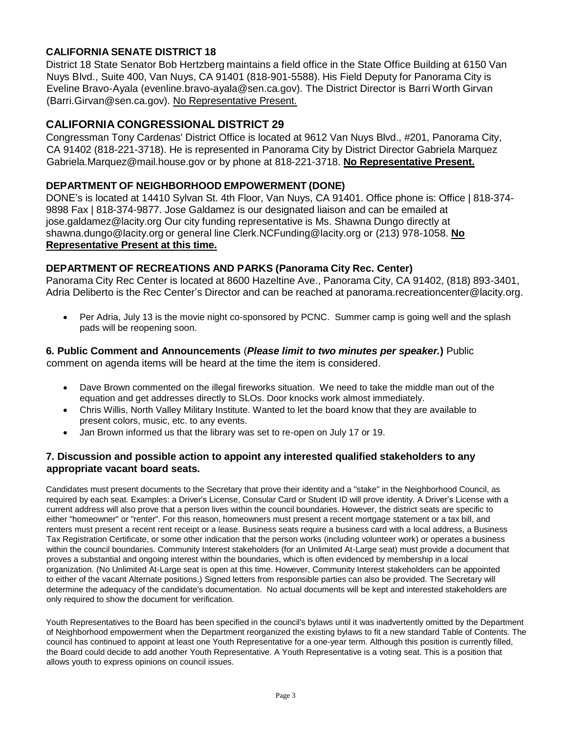### CALIFORNIA SENATE DISTRICT 18

District 18 State Senator Bob Hertzberg maintains a field office in the State Office Building at 6150 Van Nuys Blvd., Suite 400, Van Nuys, CA 91401 (818-901-5588). His Field Deputy for Panorama City is Eveline Bravo-Ayala (evenline.bravo-ayala@sen.ca.gov). The District Director is Barri Worth Girvan (Barri.Girvan@sen.ca.gov). No Representative Present.

## CALIFORNIA CONGRESSIONAL DISTRICT 29

Congressman Tony Cardenas' District Office is located at 9612 Van Nuys Blvd., #201, Panorama City, CA 91402 (818-221-3718). He is represented in Panorama City by District Director Gabriela Marquez Gabriela.Marquez@mail.house.gov or by phone at 818-221-3718. **No Representative Present.**

### DEPARTMENT OF NEIGHBORHOOD EMPOWERMENT (DONE)

DONE's is located at 14410 Sylvan St. 4th Floor, Van Nuys, CA 91401. Office phone is: Office | 818-374-9898 Fax | 818-374-9877. Jose Galdamez is our designated liaison and can be emailed at jose.galdamez@lacity.org Our city funding representative is Ms. Shawna Dungo directly at shawna.dungo@lacity.org or general line Clerk.NCFunding@lacity.org or (213) 978-1058. **No Representative Present at this time.**

### DEPARTMENT OF RECREATIONS AND PARKS (Panorama City Rec. Center)

Panorama City Rec Center is located at 8600 Hazeltine Ave., Panorama City, CA 91402, (818) 893-3401, Adria Deliberto is the Rec Center's Director and can be reached at panorama.recreationcenter@lacity.org.

- Per Adria, July 13 is the movie night co-sponsored by PCNC. Summer camp is going well and the splash pads will be reopening soon.

**6. Public Comment and Announcements** (***Please limit to two minutes per speaker.***) Public comment on agenda items will be heard at the time the item is considered.

- Dave Brown commented on the illegal fireworks situation. We need to take the middle man out of the equation and get addresses directly to SLOs. Door knocks work almost immediately.
- Chris Willis, North Valley Military Institute. Wanted to let the board know that they are available to present colors, music, etc. to any events.
- Jan Brown informed us that the library was set to re-open on July 17 or 19.

### 7. Discussion and possible action to appoint any interested qualified stakeholders to any appropriate vacant board seats.

Candidates must present documents to the Secretary that prove their identity and a "stake" in the Neighborhood Council, as required by each seat. Examples: a Driver's License, Consular Card or Student ID will prove identity. A Driver's License with a current address will also prove that a person lives within the council boundaries. However, the district seats are specific to either "homeowner" or "renter". For this reason, homeowners must present a recent mortgage statement or a tax bill, and renters must present a recent rent receipt or a lease. Business seats require a business card with a local address, a Business Tax Registration Certificate, or some other indication that the person works (including volunteer work) or operates a business within the council boundaries. Community Interest stakeholders (for an Unlimited At-Large seat) must provide a document that proves a substantial and ongoing interest within the boundaries, which is often evidenced by membership in a local organization. (No Unlimited At-Large seat is open at this time. However, Community Interest stakeholders can be appointed to either of the vacant Alternate positions.) Signed letters from responsible parties can also be provided. The Secretary will determine the adequacy of the candidate's documentation. No actual documents will be kept and interested stakeholders are only required to show the document for verification.

Youth Representatives to the Board has been specified in the council's bylaws until it was inadvertently omitted by the Department of Neighborhood empowerment when the Department reorganized the existing bylaws to fit a new standard Table of Contents. The council has continued to appoint at least one Youth Representative for a one-year term. Although this position is currently filled, the Board could decide to add another Youth Representative. A Youth Representative is a voting seat. This is a position that allows youth to express opinions on council issues.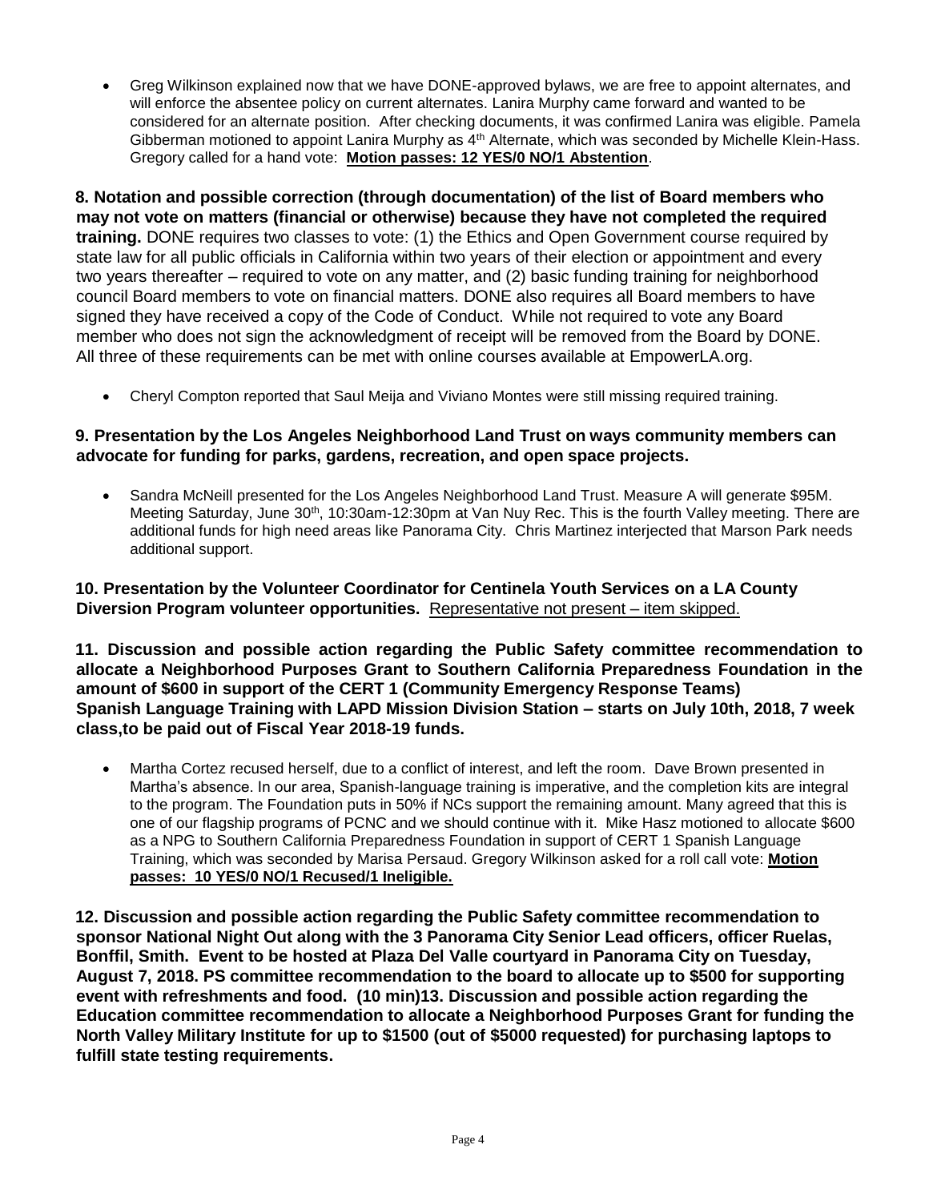- Greg Wilkinson explained now that we have DONE-approved bylaws, we are free to appoint alternates, and will enforce the absentee policy on current alternates. Lanira Murphy came forward and wanted to be considered for an alternate position. After checking documents, it was confirmed Lanira was eligible. Pamela Gibberman motioned to appoint Lanira Murphy as 4th Alternate, which was seconded by Michelle Klein-Hass. Gregory called for a hand vote: **Motion passes: 12 YES/0 NO/1 Abstention**.

**8. Notation and possible correction (through documentation) of the list of Board members who may not vote on matters (financial or otherwise) because they have not completed the required training.** DONE requires two classes to vote: (1) the Ethics and Open Government course required by state law for all public officials in California within two years of their election or appointment and every two years thereafter – required to vote on any matter, and (2) basic funding training for neighborhood council Board members to vote on financial matters. DONE also requires all Board members to have signed they have received a copy of the Code of Conduct. While not required to vote any Board member who does not sign the acknowledgment of receipt will be removed from the Board by DONE. All three of these requirements can be met with online courses available at EmpowerLA.org.

- Cheryl Compton reported that Saul Meija and Viviano Montes were still missing required training.

**9. Presentation by the Los Angeles Neighborhood Land Trust on ways community members can advocate for funding for parks, gardens, recreation, and open space projects.**

- Sandra McNeill presented for the Los Angeles Neighborhood Land Trust. Measure A will generate $95M. Meeting Saturday, June 30th, 10:30am-12:30pm at Van Nuy Rec. This is the fourth Valley meeting. There are additional funds for high need areas like Panorama City. Chris Martinez interjected that Marson Park needs additional support.

**10. Presentation by the Volunteer Coordinator for Centinela Youth Services on a LA County Diversion Program volunteer opportunities.** Representative not present – item skipped.

**11. Discussion and possible action regarding the Public Safety committee recommendation to allocate a Neighborhood Purposes Grant to Southern California Preparedness Foundation in the amount of $600 in support of the CERT 1 (Community Emergency Response Teams) Spanish Language Training with LAPD Mission Division Station – starts on July 10th, 2018, 7 week class,to be paid out of Fiscal Year 2018-19 funds.**

- Martha Cortez recused herself, due to a conflict of interest, and left the room. Dave Brown presented in Martha's absence. In our area, Spanish-language training is imperative, and the completion kits are integral to the program. The Foundation puts in 50% if NCs support the remaining amount. Many agreed that this is one of our flagship programs of PCNC and we should continue with it. Mike Hasz motioned to allocate $600 as a NPG to Southern California Preparedness Foundation in support of CERT 1 Spanish Language Training, which was seconded by Marisa Persaud. Gregory Wilkinson asked for a roll call vote: **Motion passes: 10 YES/0 NO/1 Recused/1 Ineligible.**

**12. Discussion and possible action regarding the Public Safety committee recommendation to sponsor National Night Out along with the 3 Panorama City Senior Lead officers, officer Ruelas, Bonffil, Smith. Event to be hosted at Plaza Del Valle courtyard in Panorama City on Tuesday, August 7, 2018. PS committee recommendation to the board to allocate up to $500 for supporting event with refreshments and food. (10 min)13. Discussion and possible action regarding the Education committee recommendation to allocate a Neighborhood Purposes Grant for funding the North Valley Military Institute for up to $1500 (out of $5000 requested) for purchasing laptops to fulfill state testing requirements.**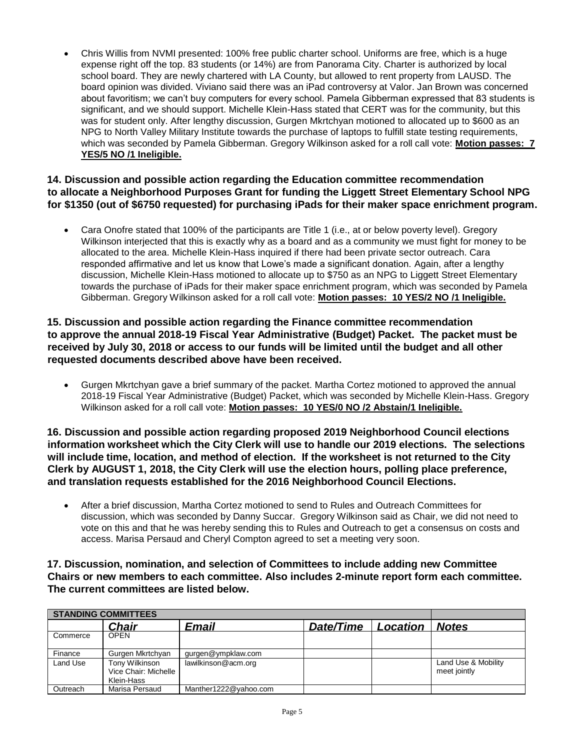- Chris Willis from NVMI presented: 100% free public charter school. Uniforms are free, which is a huge expense right off the top. 83 students (or 14%) are from Panorama City. Charter is authorized by local school board. They are newly chartered with LA County, but allowed to rent property from LAUSD. The board opinion was divided. Viviano said there was an iPad controversy at Valor. Jan Brown was concerned about favoritism; we can't buy computers for every school. Pamela Gibberman expressed that 83 students is significant, and we should support. Michelle Klein-Hass stated that CERT was for the community, but this was for student only. After lengthy discussion, Gurgen Mkrtchyan motioned to allocated up to $600 as an NPG to North Valley Military Institute towards the purchase of laptops to fulfill state testing requirements, which was seconded by Pamela Gibberman. Gregory Wilkinson asked for a roll call vote: **Motion passes: 7 YES/5 NO /1 Ineligible.**

**14. Discussion and possible action regarding the Education committee recommendation to allocate a Neighborhood Purposes Grant for funding the Liggett Street Elementary School NPG for $1350 (out of $6750 requested) for purchasing iPads for their maker space enrichment program.**

- Cara Onofre stated that 100% of the participants are Title 1 (i.e., at or below poverty level). Gregory Wilkinson interjected that this is exactly why as a board and as a community we must fight for money to be allocated to the area. Michelle Klein-Hass inquired if there had been private sector outreach. Cara responded affirmative and let us know that Lowe's made a significant donation. Again, after a lengthy discussion, Michelle Klein-Hass motioned to allocate up to $750 as an NPG to Liggett Street Elementary towards the purchase of iPads for their maker space enrichment program, which was seconded by Pamela Gibberman. Gregory Wilkinson asked for a roll call vote: **Motion passes: 10 YES/2 NO /1 Ineligible.**

**15. Discussion and possible action regarding the Finance committee recommendation to approve the annual 2018-19 Fiscal Year Administrative (Budget) Packet. The packet must be received by July 30, 2018 or access to our funds will be limited until the budget and all other requested documents described above have been received.**

- Gurgen Mkrtchyan gave a brief summary of the packet. Martha Cortez motioned to approved the annual 2018-19 Fiscal Year Administrative (Budget) Packet, which was seconded by Michelle Klein-Hass. Gregory Wilkinson asked for a roll call vote: **Motion passes: 10 YES/0 NO /2 Abstain/1 Ineligible.**

**16. Discussion and possible action regarding proposed 2019 Neighborhood Council elections information worksheet which the City Clerk will use to handle our 2019 elections. The selections will include time, location, and method of election. If the worksheet is not returned to the City Clerk by AUGUST 1, 2018, the City Clerk will use the election hours, polling place preference, and translation requests established for the 2016 Neighborhood Council Elections.**

- After a brief discussion, Martha Cortez motioned to send to Rules and Outreach Committees for discussion, which was seconded by Danny Succar. Gregory Wilkinson said as Chair, we did not need to vote on this and that he was hereby sending this to Rules and Outreach to get a consensus on costs and access. Marisa Persaud and Cheryl Compton agreed to set a meeting very soon.

**17. Discussion, nomination, and selection of Committees to include adding new Committee Chairs or new members to each committee. Also includes 2-minute report form each committee. The current committees are listed below.**

| STANDING COMMITTEES | | | | | |
|---|---|---|---|---|---|
| | ***Chair*** | ***Email*** | ***Date/Time*** | ***Location*** | ***Notes*** |
| Commerce | OPEN | | | | |
| Finance | Gurgen Mkrtchyan | gurgen@ympklaw.com | | | |
| Land Use | Tony Wilkinson Vice Chair: Michelle Klein-Hass | lawilkinson@acm.org | | | Land Use & Mobility meet jointly |
| Outreach | Marisa Persaud | Manther1222@yahoo.com | | | |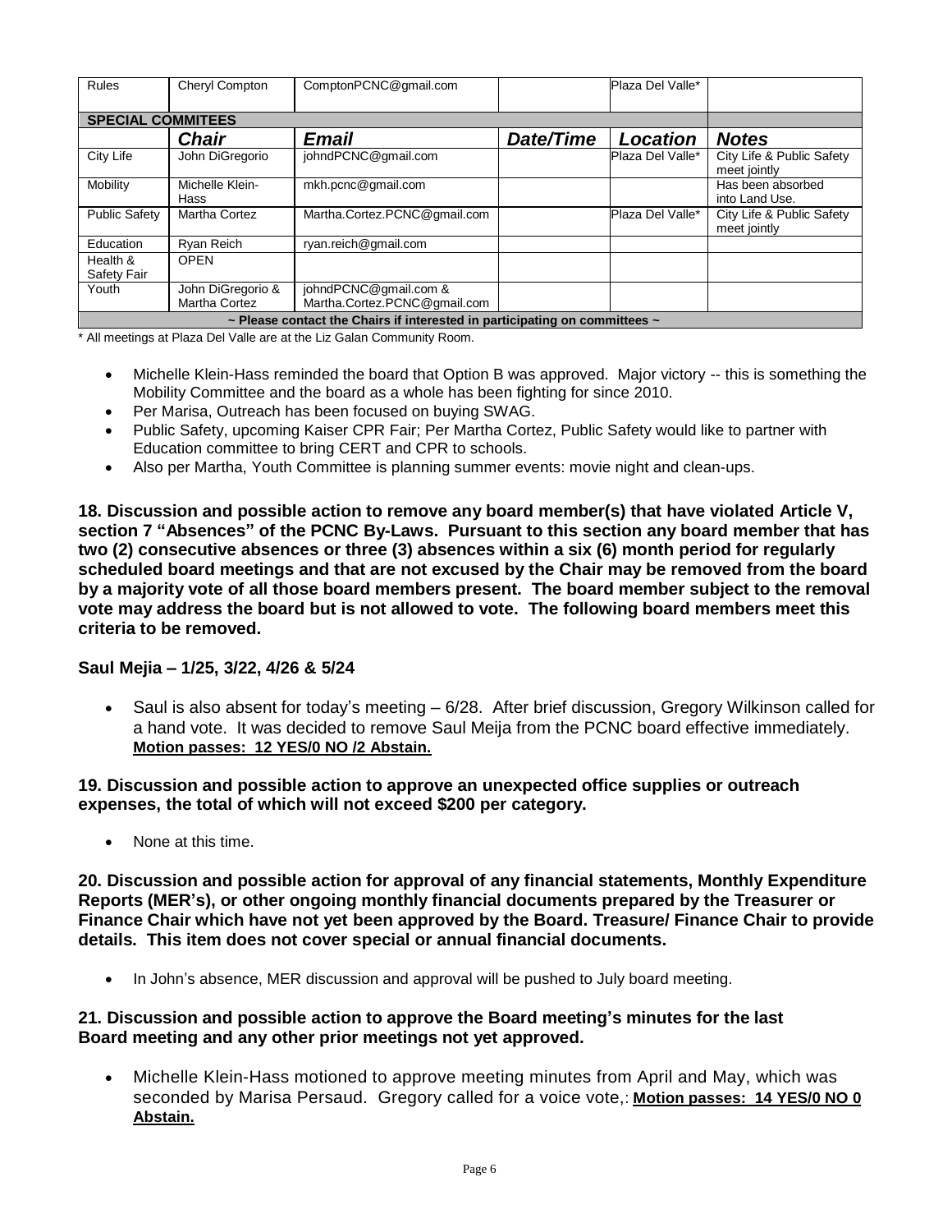| Rules | Cheryl Compton | ComptonPCNC@gmail.com | | Plaza Del Valle* | |
|---|---|---|---|---|---|
| **SPECIAL COMMITEES** | | | | | |
| ***Chair*** | | ***Email*** | ***Date/Time*** | ***Location*** | ***Notes*** |
| City Life | John DiGregorio | johndPCNC@gmail.com | | Plaza Del Valle* | City Life & Public Safety meet jointly |
| Mobility | Michelle Klein-Hass | mkh.pcnc@gmail.com | | | Has been absorbed into Land Use. |
| Public Safety | Martha Cortez | Martha.Cortez.PCNC@gmail.com | | Plaza Del Valle* | City Life & Public Safety meet jointly |
| Education | Ryan Reich | ryan.reich@gmail.com | | | |
| Health & Safety Fair | OPEN | | | | |
| Youth | John DiGregorio & Martha Cortez | johndPCNC@gmail.com & Martha.Cortez.PCNC@gmail.com | | | |
| **~ Please contact the Chairs if interested in participating on committees ~** | | | | | |

* All meetings at Plaza Del Valle are at the Liz Galan Community Room.

- Michelle Klein-Hass reminded the board that Option B was approved. Major victory -- this is something the Mobility Committee and the board as a whole has been fighting for since 2010.
- Per Marisa, Outreach has been focused on buying SWAG.
- Public Safety, upcoming Kaiser CPR Fair; Per Martha Cortez, Public Safety would like to partner with Education committee to bring CERT and CPR to schools.
- Also per Martha, Youth Committee is planning summer events: movie night and clean-ups.

**18. Discussion and possible action to remove any board member(s) that have violated Article V, section 7 "Absences" of the PCNC By-Laws. Pursuant to this section any board member that has two (2) consecutive absences or three (3) absences within a six (6) month period for regularly scheduled board meetings and that are not excused by the Chair may be removed from the board by a majority vote of all those board members present. The board member subject to the removal vote may address the board but is not allowed to vote. The following board members meet this criteria to be removed.**

**Saul Mejia – 1/25, 3/22, 4/26 & 5/24**

- Saul is also absent for today's meeting – 6/28. After brief discussion, Gregory Wilkinson called for a hand vote. It was decided to remove Saul Meija from the PCNC board effective immediately. **Motion passes: 12 YES/0 NO /2 Abstain.**

**19. Discussion and possible action to approve an unexpected office supplies or outreach expenses, the total of which will not exceed $200 per category.**

- None at this time.

**20. Discussion and possible action for approval of any financial statements, Monthly Expenditure Reports (MER's), or other ongoing monthly financial documents prepared by the Treasurer or Finance Chair which have not yet been approved by the Board. Treasure/ Finance Chair to provide details. This item does not cover special or annual financial documents.**

- In John's absence, MER discussion and approval will be pushed to July board meeting.

**21. Discussion and possible action to approve the Board meeting's minutes for the last Board meeting and any other prior meetings not yet approved.**

- Michelle Klein-Hass motioned to approve meeting minutes from April and May, which was seconded by Marisa Persaud. Gregory called for a voice vote,: **Motion passes: 14 YES/0 NO 0 Abstain.**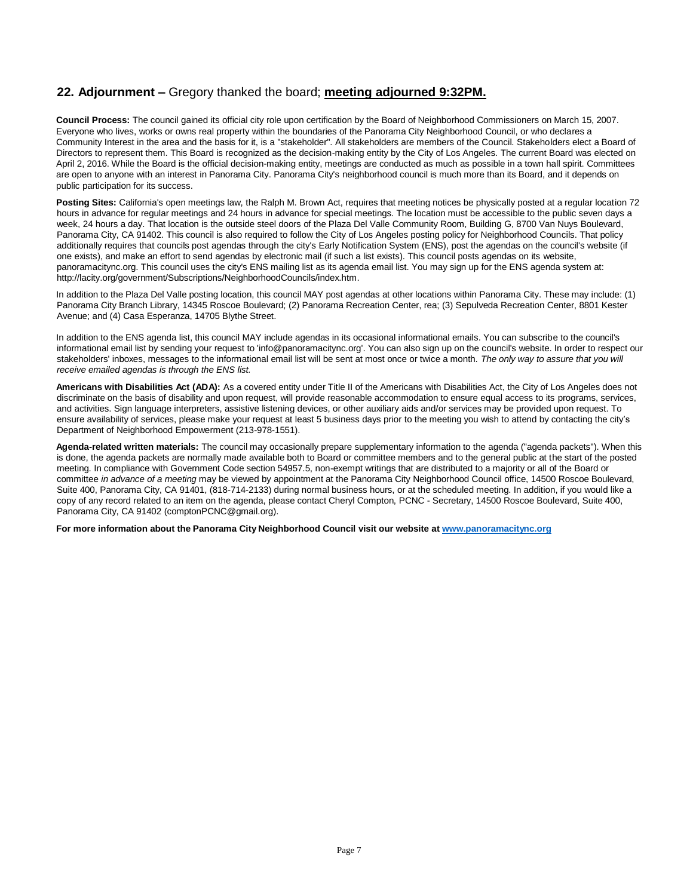## 22. Adjournment – Gregory thanked the board; **meeting adjourned 9:32PM.**

**Council Process:** The council gained its official city role upon certification by the Board of Neighborhood Commissioners on March 15, 2007. Everyone who lives, works or owns real property within the boundaries of the Panorama City Neighborhood Council, or who declares a Community Interest in the area and the basis for it, is a "stakeholder". All stakeholders are members of the Council. Stakeholders elect a Board of Directors to represent them. This Board is recognized as the decision-making entity by the City of Los Angeles. The current Board was elected on April 2, 2016. While the Board is the official decision-making entity, meetings are conducted as much as possible in a town hall spirit. Committees are open to anyone with an interest in Panorama City. Panorama City's neighborhood council is much more than its Board, and it depends on public participation for its success.

**Posting Sites:** California's open meetings law, the Ralph M. Brown Act, requires that meeting notices be physically posted at a regular location 72 hours in advance for regular meetings and 24 hours in advance for special meetings. The location must be accessible to the public seven days a week, 24 hours a day. That location is the outside steel doors of the Plaza Del Valle Community Room, Building G, 8700 Van Nuys Boulevard, Panorama City, CA 91402. This council is also required to follow the City of Los Angeles posting policy for Neighborhood Councils. That policy additionally requires that councils post agendas through the city's Early Notification System (ENS), post the agendas on the council's website (if one exists), and make an effort to send agendas by electronic mail (if such a list exists). This council posts agendas on its website, panoramacitync.org. This council uses the city's ENS mailing list as its agenda email list. You may sign up for the ENS agenda system at: http://lacity.org/government/Subscriptions/NeighborhoodCouncils/index.htm.

In addition to the Plaza Del Valle posting location, this council MAY post agendas at other locations within Panorama City. These may include: (1) Panorama City Branch Library, 14345 Roscoe Boulevard; (2) Panorama Recreation Center, rea; (3) Sepulveda Recreation Center, 8801 Kester Avenue; and (4) Casa Esperanza, 14705 Blythe Street.

In addition to the ENS agenda list, this council MAY include agendas in its occasional informational emails. You can subscribe to the council's informational email list by sending your request to 'info@panoramacitync.org'. You can also sign up on the council's website. In order to respect our stakeholders' inboxes, messages to the informational email list will be sent at most once or twice a month. *The only way to assure that you will receive emailed agendas is through the ENS list.*

**Americans with Disabilities Act (ADA):** As a covered entity under Title II of the Americans with Disabilities Act, the City of Los Angeles does not discriminate on the basis of disability and upon request, will provide reasonable accommodation to ensure equal access to its programs, services, and activities. Sign language interpreters, assistive listening devices, or other auxiliary aids and/or services may be provided upon request. To ensure availability of services, please make your request at least 5 business days prior to the meeting you wish to attend by contacting the city's Department of Neighborhood Empowerment (213-978-1551).

**Agenda-related written materials:** The council may occasionally prepare supplementary information to the agenda ("agenda packets"). When this is done, the agenda packets are normally made available both to Board or committee members and to the general public at the start of the posted meeting. In compliance with Government Code section 54957.5, non-exempt writings that are distributed to a majority or all of the Board or committee *in advance of a meeting* may be viewed by appointment at the Panorama City Neighborhood Council office, 14500 Roscoe Boulevard, Suite 400, Panorama City, CA 91401, (818-714-2133) during normal business hours, or at the scheduled meeting. In addition, if you would like a copy of any record related to an item on the agenda, please contact Cheryl Compton, PCNC - Secretary, 14500 Roscoe Boulevard, Suite 400, Panorama City, CA 91402 (comptonPCNC@gmail.org).

**For more information about the Panorama City Neighborhood Council visit our website at www.panoramacitync.org**